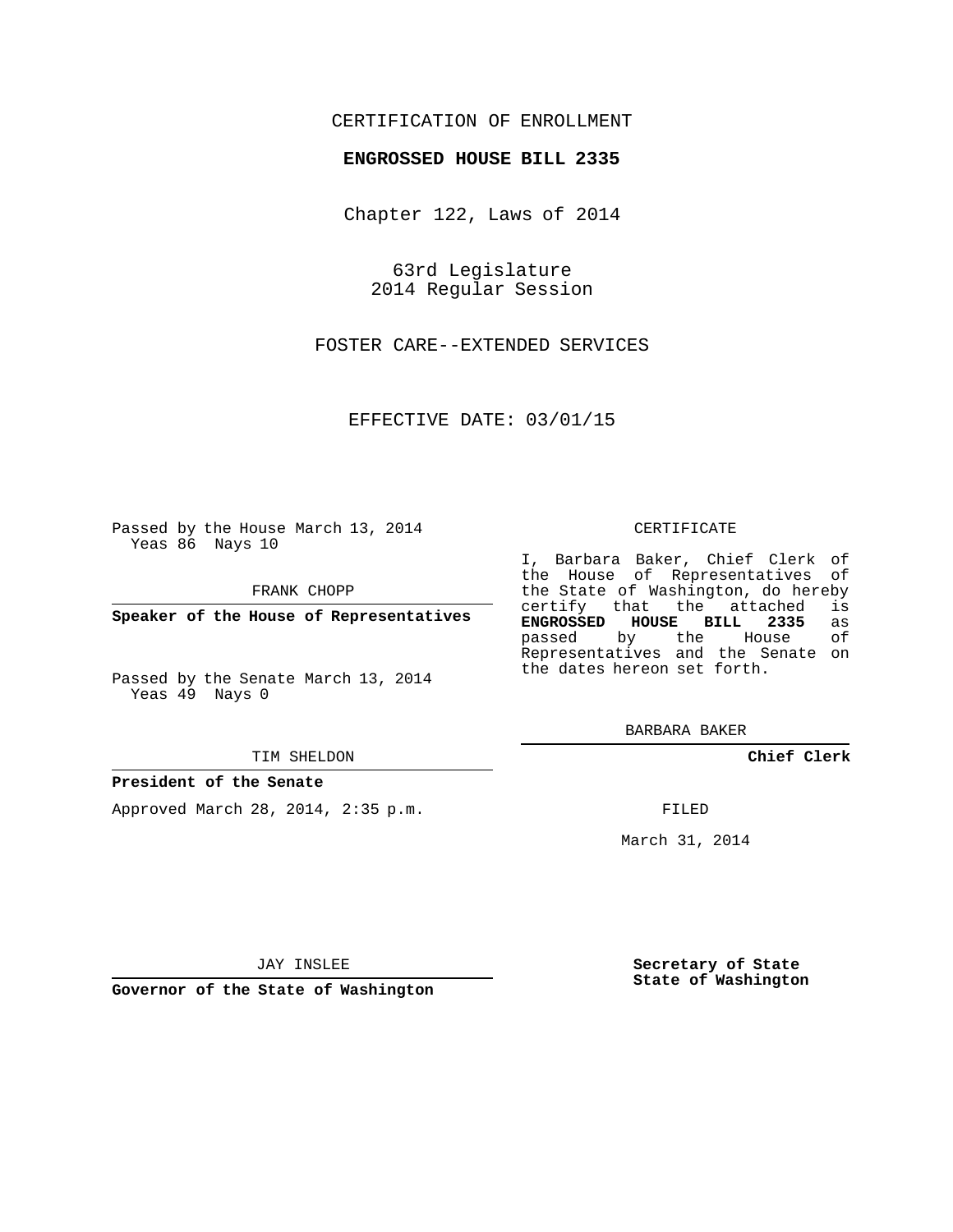CERTIFICATION OF ENROLLMENT

**ENGROSSED HOUSE BILL 2335**

Chapter 122, Laws of 2014

63rd Legislature
2014 Regular Session

FOSTER CARE--EXTENDED SERVICES

EFFECTIVE DATE: 03/01/15

Passed by the House March 13, 2014
Yeas 86 Nays 10

FRANK CHOPP

**Speaker of the House of Representatives**

Passed by the Senate March 13, 2014
Yeas 49 Nays 0

TIM SHELDON

**President of the Senate**

Approved March 28, 2014, 2:35 p.m.

JAY INSLEE

**Governor of the State of Washington**

CERTIFICATE

I, Barbara Baker, Chief Clerk of the House of Representatives of the State of Washington, do hereby certify that the attached is **ENGROSSED HOUSE BILL 2335** as passed by the House of Representatives and the Senate on the dates hereon set forth.

BARBARA BAKER

**Chief Clerk**

FILED

March 31, 2014

**Secretary of State**
**State of Washington**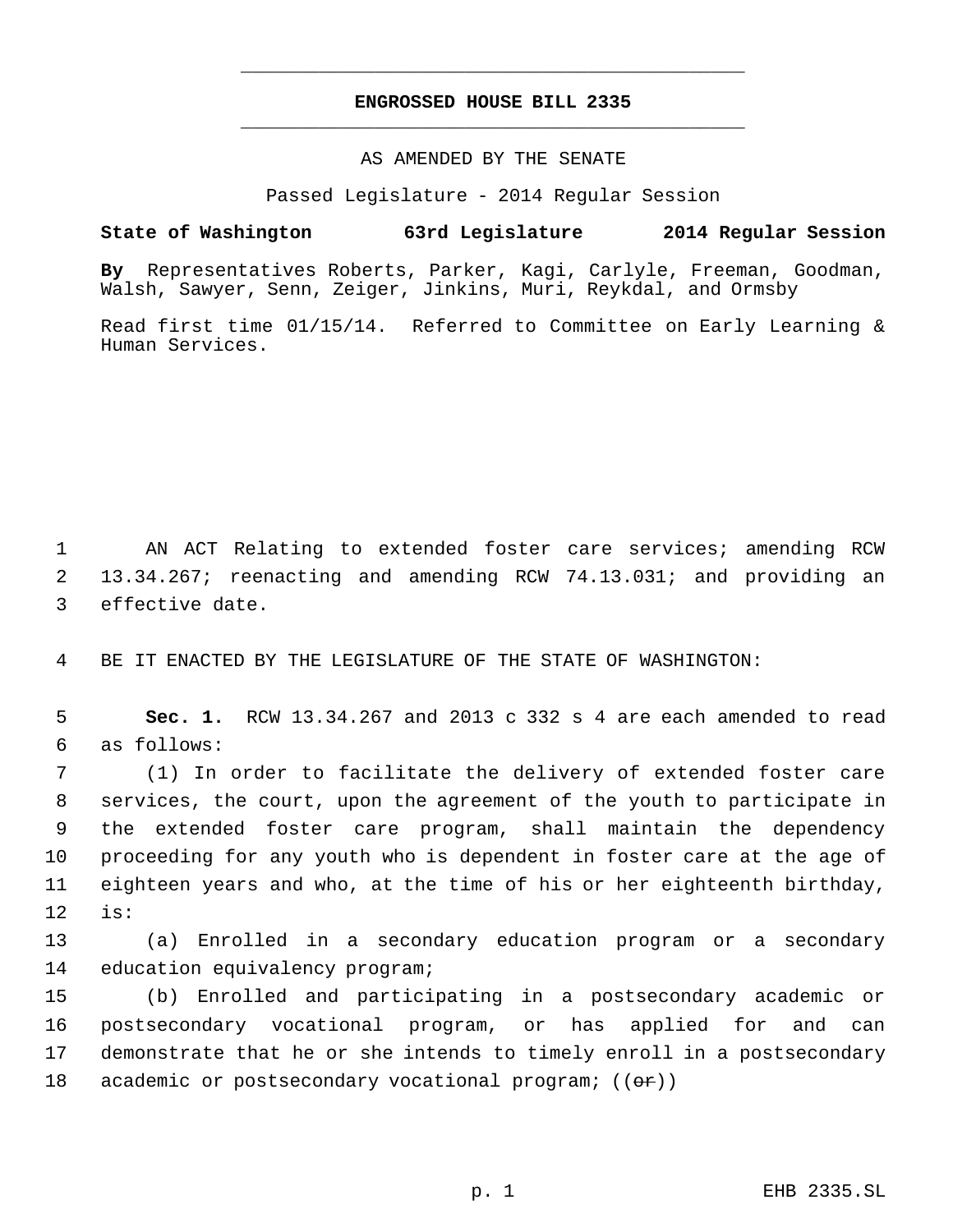# ENGROSSED HOUSE BILL 2335

AS AMENDED BY THE SENATE

Passed Legislature - 2014 Regular Session

**State of Washington 63rd Legislature 2014 Regular Session**

**By** Representatives Roberts, Parker, Kagi, Carlyle, Freeman, Goodman, Walsh, Sawyer, Senn, Zeiger, Jinkins, Muri, Reykdal, and Ormsby

Read first time 01/15/14. Referred to Committee on Early Learning & Human Services.

1 AN ACT Relating to extended foster care services; amending RCW 2 13.34.267; reenacting and amending RCW 74.13.031; and providing an 3 effective date.

4 BE IT ENACTED BY THE LEGISLATURE OF THE STATE OF WASHINGTON:

5 **Sec. 1.** RCW 13.34.267 and 2013 c 332 s 4 are each amended to read 6 as follows:

7 (1) In order to facilitate the delivery of extended foster care 8 services, the court, upon the agreement of the youth to participate in 9 the extended foster care program, shall maintain the dependency 10 proceeding for any youth who is dependent in foster care at the age of 11 eighteen years and who, at the time of his or her eighteenth birthday, 12 is:

13 (a) Enrolled in a secondary education program or a secondary 14 education equivalency program;

15 (b) Enrolled and participating in a postsecondary academic or 16 postsecondary vocational program, or has applied for and can 17 demonstrate that he or she intends to timely enroll in a postsecondary 18 academic or postsecondary vocational program; ((~~or~~))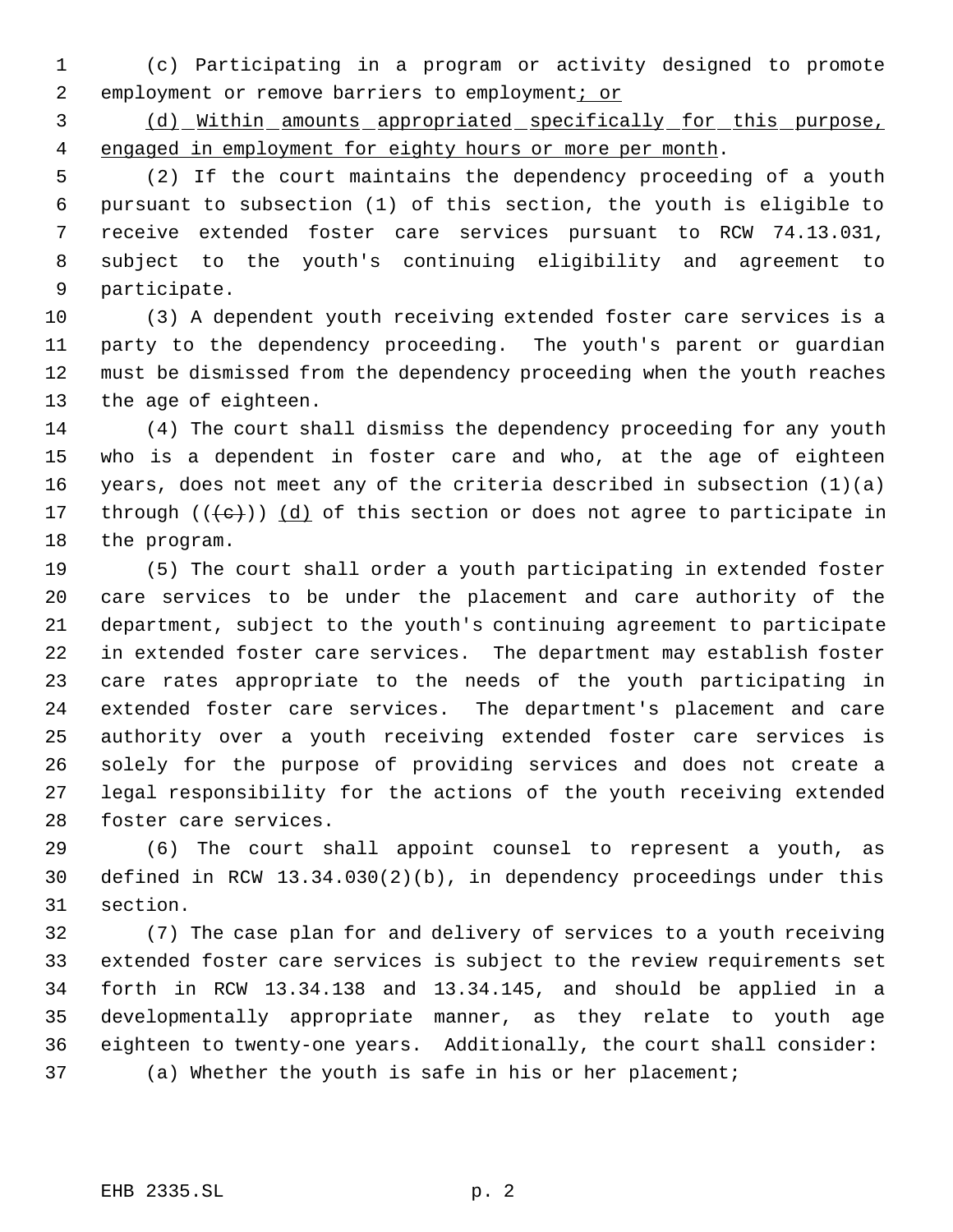(c) Participating in a program or activity designed to promote employment or remove barriers to employment; or

(d) Within amounts appropriated specifically for this purpose, engaged in employment for eighty hours or more per month.

(2) If the court maintains the dependency proceeding of a youth pursuant to subsection (1) of this section, the youth is eligible to receive extended foster care services pursuant to RCW 74.13.031, subject to the youth's continuing eligibility and agreement to participate.

(3) A dependent youth receiving extended foster care services is a party to the dependency proceeding. The youth's parent or guardian must be dismissed from the dependency proceeding when the youth reaches the age of eighteen.

(4) The court shall dismiss the dependency proceeding for any youth who is a dependent in foster care and who, at the age of eighteen years, does not meet any of the criteria described in subsection (1)(a) through ((~~(c)~~)) (d) of this section or does not agree to participate in the program.

(5) The court shall order a youth participating in extended foster care services to be under the placement and care authority of the department, subject to the youth's continuing agreement to participate in extended foster care services. The department may establish foster care rates appropriate to the needs of the youth participating in extended foster care services. The department's placement and care authority over a youth receiving extended foster care services is solely for the purpose of providing services and does not create a legal responsibility for the actions of the youth receiving extended foster care services.

(6) The court shall appoint counsel to represent a youth, as defined in RCW 13.34.030(2)(b), in dependency proceedings under this section.

(7) The case plan for and delivery of services to a youth receiving extended foster care services is subject to the review requirements set forth in RCW 13.34.138 and 13.34.145, and should be applied in a developmentally appropriate manner, as they relate to youth age eighteen to twenty-one years. Additionally, the court shall consider:

(a) Whether the youth is safe in his or her placement;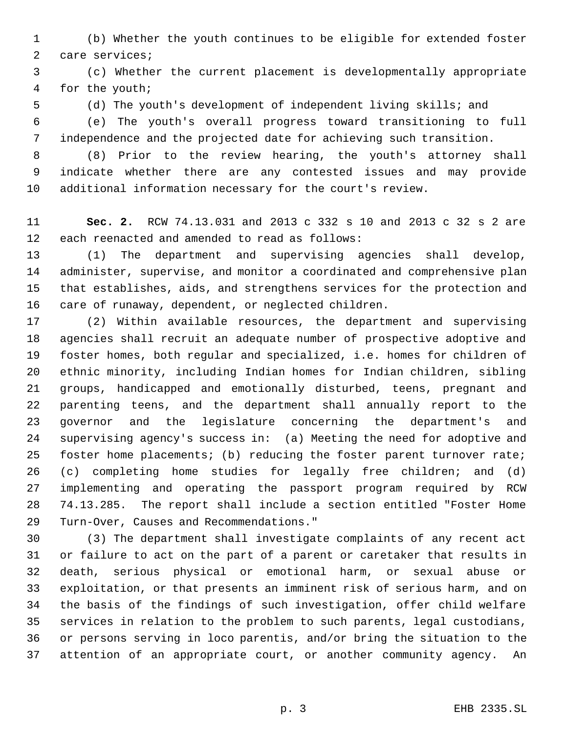(b) Whether the youth continues to be eligible for extended foster care services;

(c) Whether the current placement is developmentally appropriate for the youth;

(d) The youth's development of independent living skills; and

(e) The youth's overall progress toward transitioning to full independence and the projected date for achieving such transition.

(8) Prior to the review hearing, the youth's attorney shall indicate whether there are any contested issues and may provide additional information necessary for the court's review.

**Sec. 2.** RCW 74.13.031 and 2013 c 332 s 10 and 2013 c 32 s 2 are each reenacted and amended to read as follows:

(1) The department and supervising agencies shall develop, administer, supervise, and monitor a coordinated and comprehensive plan that establishes, aids, and strengthens services for the protection and care of runaway, dependent, or neglected children.

(2) Within available resources, the department and supervising agencies shall recruit an adequate number of prospective adoptive and foster homes, both regular and specialized, i.e. homes for children of ethnic minority, including Indian homes for Indian children, sibling groups, handicapped and emotionally disturbed, teens, pregnant and parenting teens, and the department shall annually report to the governor and the legislature concerning the department's and supervising agency's success in: (a) Meeting the need for adoptive and foster home placements; (b) reducing the foster parent turnover rate; (c) completing home studies for legally free children; and (d) implementing and operating the passport program required by RCW 74.13.285. The report shall include a section entitled "Foster Home Turn-Over, Causes and Recommendations."

(3) The department shall investigate complaints of any recent act or failure to act on the part of a parent or caretaker that results in death, serious physical or emotional harm, or sexual abuse or exploitation, or that presents an imminent risk of serious harm, and on the basis of the findings of such investigation, offer child welfare services in relation to the problem to such parents, legal custodians, or persons serving in loco parentis, and/or bring the situation to the attention of an appropriate court, or another community agency. An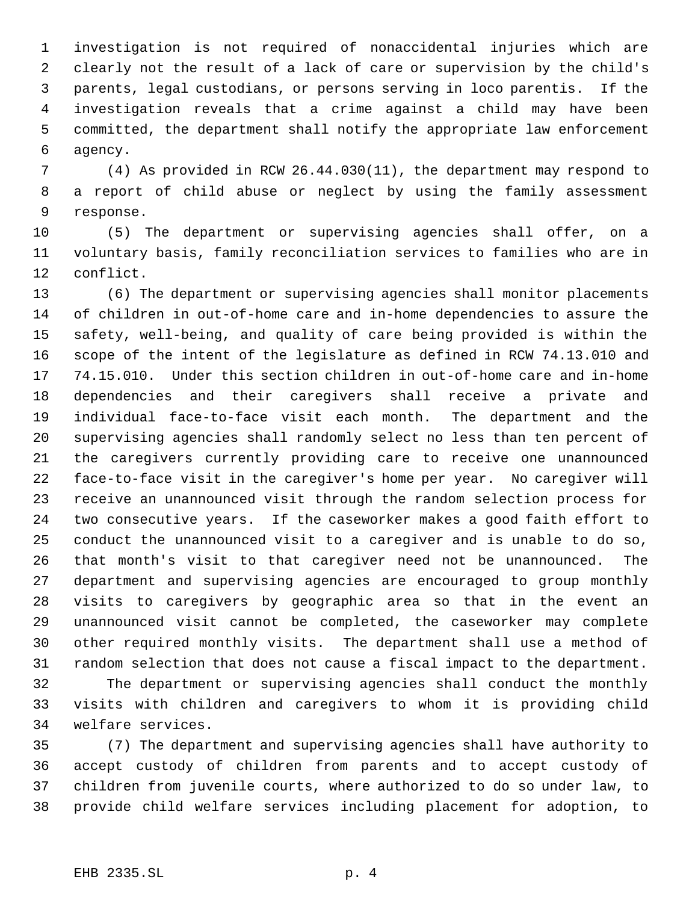investigation is not required of nonaccidental injuries which are clearly not the result of a lack of care or supervision by the child's parents, legal custodians, or persons serving in loco parentis. If the investigation reveals that a crime against a child may have been committed, the department shall notify the appropriate law enforcement agency.

(4) As provided in RCW 26.44.030(11), the department may respond to a report of child abuse or neglect by using the family assessment response.

(5) The department or supervising agencies shall offer, on a voluntary basis, family reconciliation services to families who are in conflict.

(6) The department or supervising agencies shall monitor placements of children in out-of-home care and in-home dependencies to assure the safety, well-being, and quality of care being provided is within the scope of the intent of the legislature as defined in RCW 74.13.010 and 74.15.010. Under this section children in out-of-home care and in-home dependencies and their caregivers shall receive a private and individual face-to-face visit each month. The department and the supervising agencies shall randomly select no less than ten percent of the caregivers currently providing care to receive one unannounced face-to-face visit in the caregiver's home per year. No caregiver will receive an unannounced visit through the random selection process for two consecutive years. If the caseworker makes a good faith effort to conduct the unannounced visit to a caregiver and is unable to do so, that month's visit to that caregiver need not be unannounced. The department and supervising agencies are encouraged to group monthly visits to caregivers by geographic area so that in the event an unannounced visit cannot be completed, the caseworker may complete other required monthly visits. The department shall use a method of random selection that does not cause a fiscal impact to the department.

The department or supervising agencies shall conduct the monthly visits with children and caregivers to whom it is providing child welfare services.

(7) The department and supervising agencies shall have authority to accept custody of children from parents and to accept custody of children from juvenile courts, where authorized to do so under law, to provide child welfare services including placement for adoption, to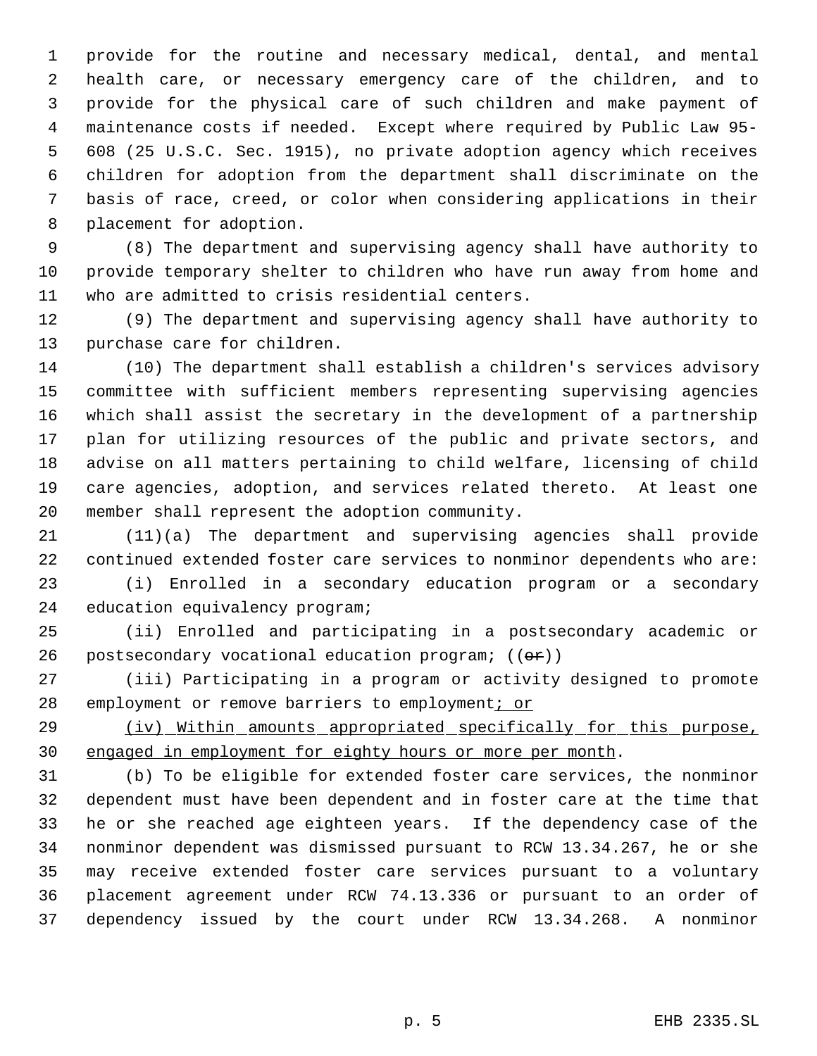provide for the routine and necessary medical, dental, and mental health care, or necessary emergency care of the children, and to provide for the physical care of such children and make payment of maintenance costs if needed. Except where required by Public Law 95-608 (25 U.S.C. Sec. 1915), no private adoption agency which receives children for adoption from the department shall discriminate on the basis of race, creed, or color when considering applications in their placement for adoption.

(8) The department and supervising agency shall have authority to provide temporary shelter to children who have run away from home and who are admitted to crisis residential centers.

(9) The department and supervising agency shall have authority to purchase care for children.

(10) The department shall establish a children's services advisory committee with sufficient members representing supervising agencies which shall assist the secretary in the development of a partnership plan for utilizing resources of the public and private sectors, and advise on all matters pertaining to child welfare, licensing of child care agencies, adoption, and services related thereto. At least one member shall represent the adoption community.

(11)(a) The department and supervising agencies shall provide continued extended foster care services to nonminor dependents who are:

(i) Enrolled in a secondary education program or a secondary education equivalency program;

(ii) Enrolled and participating in a postsecondary academic or postsecondary vocational education program; ((~~or~~))

(iii) Participating in a program or activity designed to promote employment or remove barriers to employment<u>; or</u>

<u>(iv) Within amounts appropriated specifically for this purpose, engaged in employment for eighty hours or more per month</u>.

(b) To be eligible for extended foster care services, the nonminor dependent must have been dependent and in foster care at the time that he or she reached age eighteen years. If the dependency case of the nonminor dependent was dismissed pursuant to RCW 13.34.267, he or she may receive extended foster care services pursuant to a voluntary placement agreement under RCW 74.13.336 or pursuant to an order of dependency issued by the court under RCW 13.34.268. A nonminor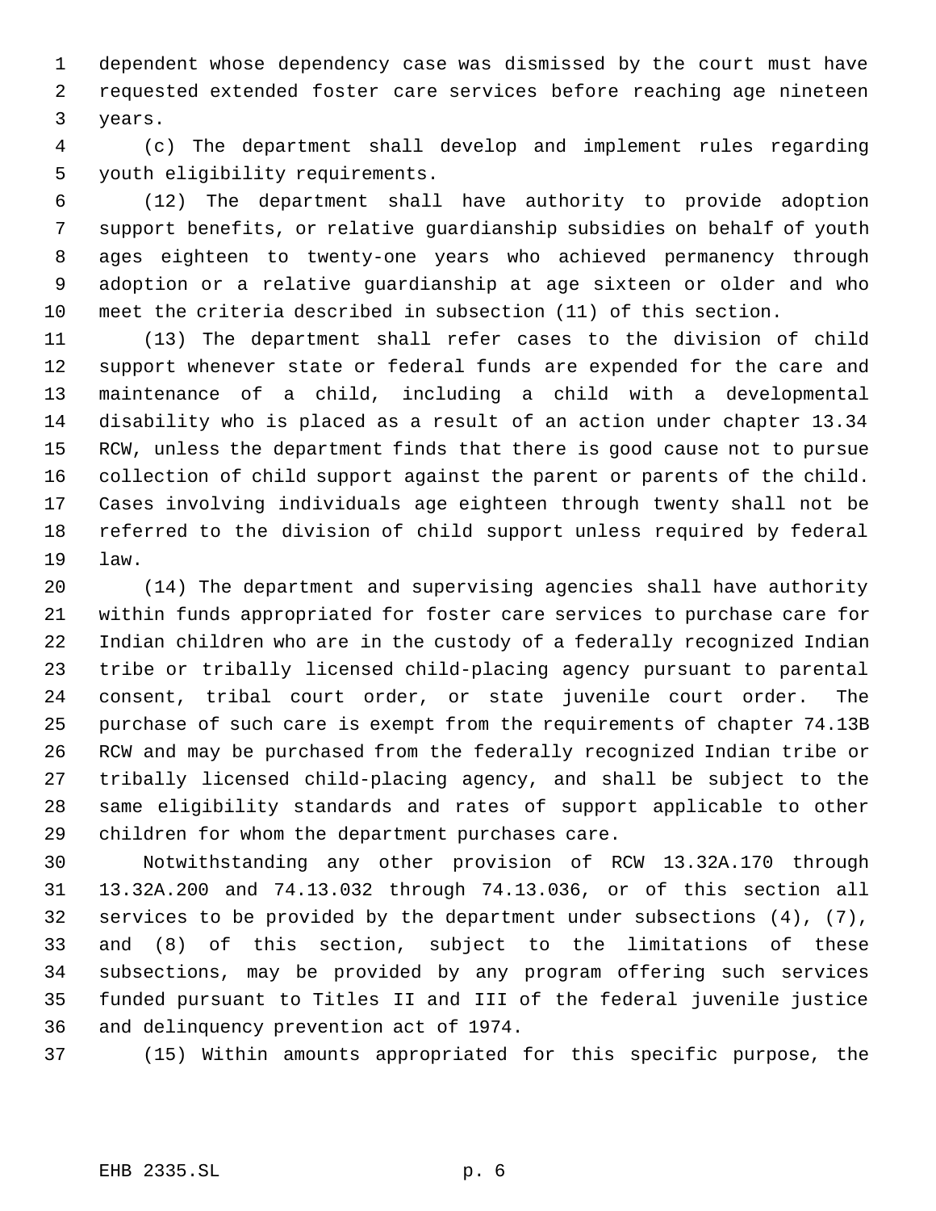dependent whose dependency case was dismissed by the court must have requested extended foster care services before reaching age nineteen years.

(c) The department shall develop and implement rules regarding youth eligibility requirements.

(12) The department shall have authority to provide adoption support benefits, or relative guardianship subsidies on behalf of youth ages eighteen to twenty-one years who achieved permanency through adoption or a relative guardianship at age sixteen or older and who meet the criteria described in subsection (11) of this section.

(13) The department shall refer cases to the division of child support whenever state or federal funds are expended for the care and maintenance of a child, including a child with a developmental disability who is placed as a result of an action under chapter 13.34 RCW, unless the department finds that there is good cause not to pursue collection of child support against the parent or parents of the child. Cases involving individuals age eighteen through twenty shall not be referred to the division of child support unless required by federal law.

(14) The department and supervising agencies shall have authority within funds appropriated for foster care services to purchase care for Indian children who are in the custody of a federally recognized Indian tribe or tribally licensed child-placing agency pursuant to parental consent, tribal court order, or state juvenile court order. The purchase of such care is exempt from the requirements of chapter 74.13B RCW and may be purchased from the federally recognized Indian tribe or tribally licensed child-placing agency, and shall be subject to the same eligibility standards and rates of support applicable to other children for whom the department purchases care.

Notwithstanding any other provision of RCW 13.32A.170 through 13.32A.200 and 74.13.032 through 74.13.036, or of this section all services to be provided by the department under subsections (4), (7), and (8) of this section, subject to the limitations of these subsections, may be provided by any program offering such services funded pursuant to Titles II and III of the federal juvenile justice and delinquency prevention act of 1974.

(15) Within amounts appropriated for this specific purpose, the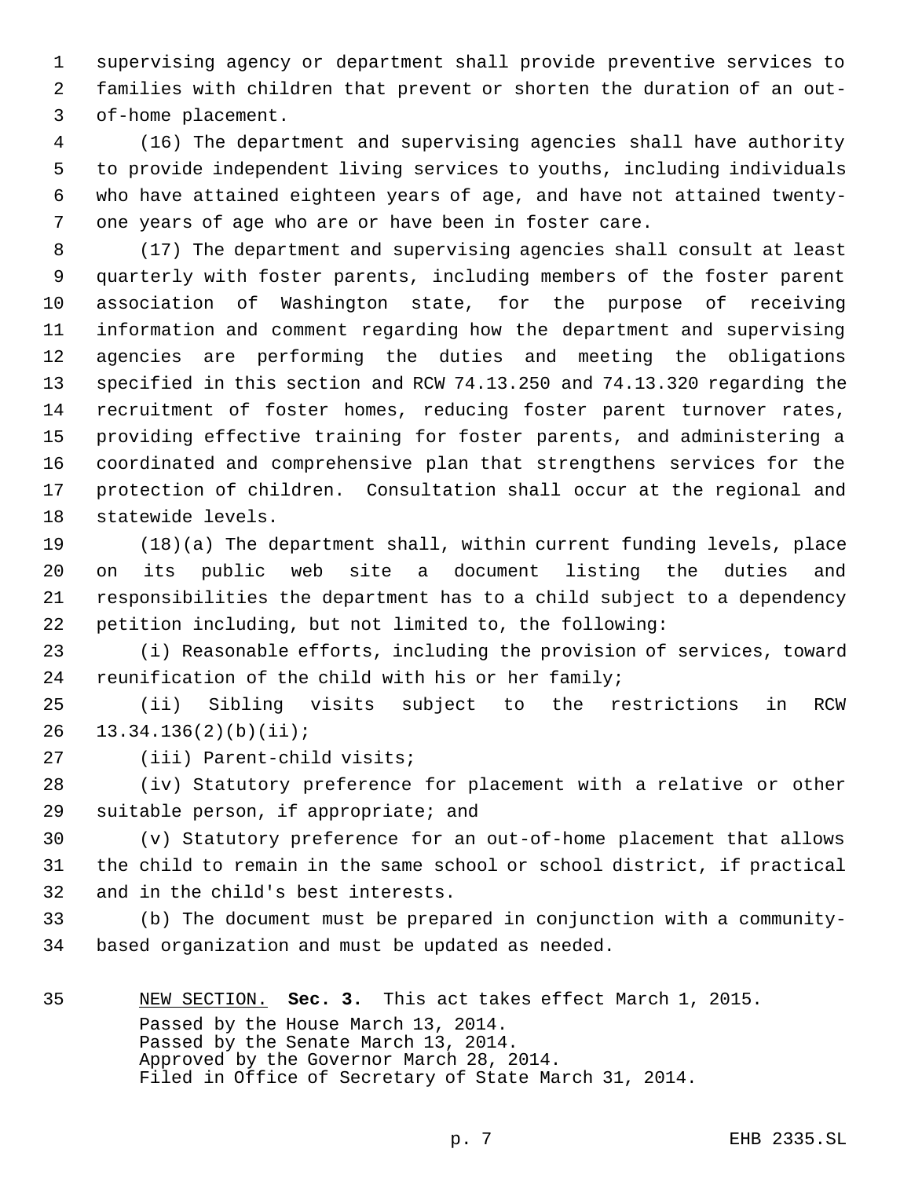supervising agency or department shall provide preventive services to families with children that prevent or shorten the duration of an out-of-home placement.

(16) The department and supervising agencies shall have authority to provide independent living services to youths, including individuals who have attained eighteen years of age, and have not attained twenty-one years of age who are or have been in foster care.

(17) The department and supervising agencies shall consult at least quarterly with foster parents, including members of the foster parent association of Washington state, for the purpose of receiving information and comment regarding how the department and supervising agencies are performing the duties and meeting the obligations specified in this section and RCW 74.13.250 and 74.13.320 regarding the recruitment of foster homes, reducing foster parent turnover rates, providing effective training for foster parents, and administering a coordinated and comprehensive plan that strengthens services for the protection of children. Consultation shall occur at the regional and statewide levels.

(18)(a) The department shall, within current funding levels, place on its public web site a document listing the duties and responsibilities the department has to a child subject to a dependency petition including, but not limited to, the following:

(i) Reasonable efforts, including the provision of services, toward reunification of the child with his or her family;

(ii) Sibling visits subject to the restrictions in RCW 13.34.136(2)(b)(ii);

(iii) Parent-child visits;

(iv) Statutory preference for placement with a relative or other suitable person, if appropriate; and

(v) Statutory preference for an out-of-home placement that allows the child to remain in the same school or school district, if practical and in the child's best interests.

(b) The document must be prepared in conjunction with a community-based organization and must be updated as needed.

NEW SECTION. **Sec. 3.** This act takes effect March 1, 2015.

Passed by the House March 13, 2014.
Passed by the Senate March 13, 2014.
Approved by the Governor March 28, 2014.
Filed in Office of Secretary of State March 31, 2014.